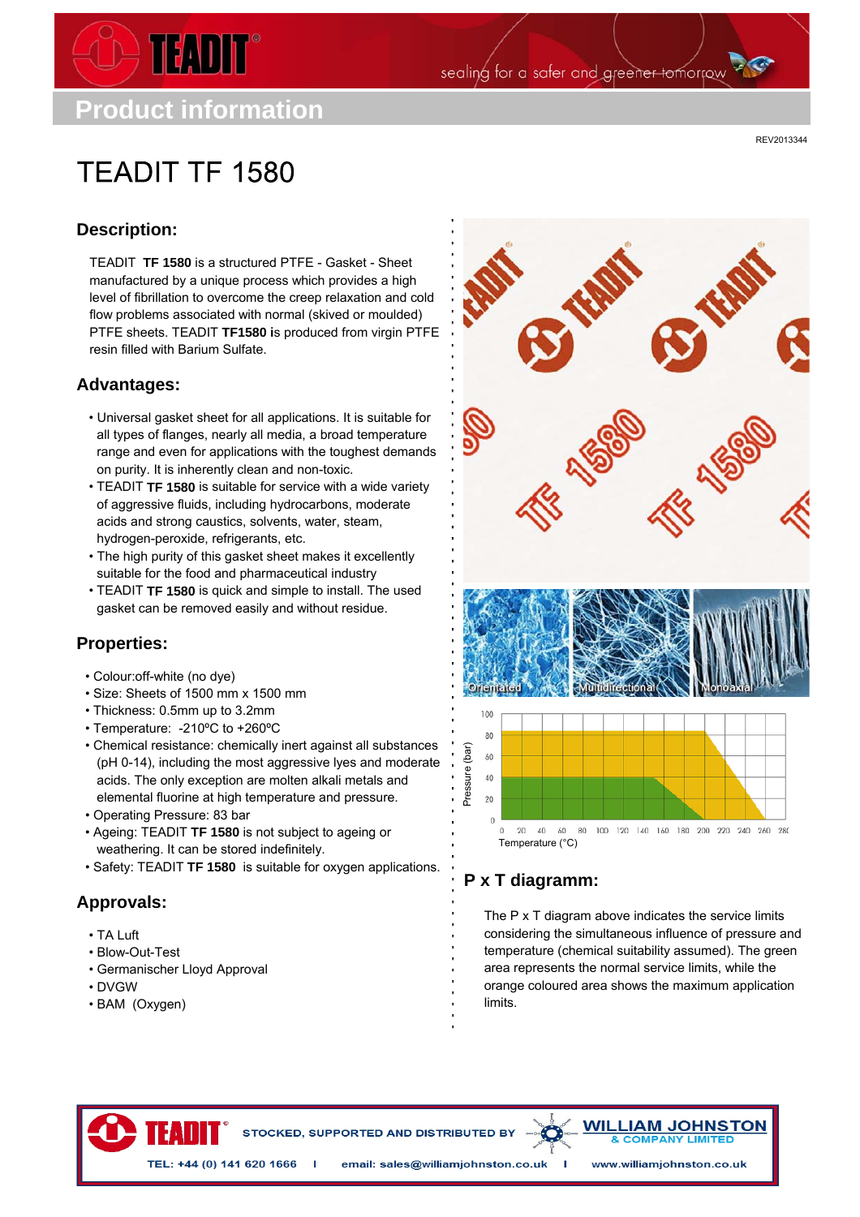Product information

REV2013344

# TEADIT TF 1580

## Description:

TEADIT **TF 1580** is a structured PTFE - Gasket - Sheet manufactured by a unique process which provides a high level of fibrillation to overcome the creep relaxation and cold flow problems associated with normal (skived or moulded) PTFE sheets. TEADIT **TF1580** is produced from virgin PTFE resin filled with Barium Sulfate.

## Advantages:

- Universal gasket sheet for all applications. It is suitable for all types of flanges, nearly all media, a broad temperature range and even for applications with the toughest demands on purity. It is inherently clean and non-toxic.
- TEADIT **TF 1580** is suitable for service with a wide variety of aggressive fluids, including hydrocarbons, moderate acids and strong caustics, solvents, water, steam, hydrogen-peroxide, refrigerants, etc.
- The high purity of this gasket sheet makes it excellently suitable for the food and pharmaceutical industry
- TEADIT **TF 1580** is quick and simple to install. The used gasket can be removed easily and without residue.

## Properties:

- Colour:off-white (no dye)
- Size: Sheets of 1500 mm x 1500 mm
- Thickness: 0.5mm up to 3.2mm
- Temperature: -210ºC to +260ºC
- Chemical resistance: chemically inert against all substances (pH 0-14), including the most aggressive lyes and moderate acids. The only exception are molten alkali metals and elemental fluorine at high temperature and pressure.
- Operating Pressure: 83 bar
- Ageing: TEADIT **TF 1580** is not subject to ageing or weathering. It can be stored indefinitely.
- Safety: TEADIT **TF 1580** is suitable for oxygen applications.

## Approvals:

- TA Luft
- Blow-Out-Test
- Germanischer Lloyd Approval
- DVGW
- BAM (Oxygen)

Orientated | Multidirectional | Monoaxial

## P x T diagramm:

The P x T diagram above indicates the service limits considering the simultaneous influence of pressure and temperature (chemical suitability assumed). The green area represents the normal service limits, while the orange coloured area shows the maximum application limits.

STOCKED, SUPPORTED AND DISTRIBUTED BY WILLIAM JOHNSTON & COMPANY LIMITED

TEL: +44 (0) 141 620 1666 | email: sales@williamjohnston.co.uk | www.williamjohnston.co.uk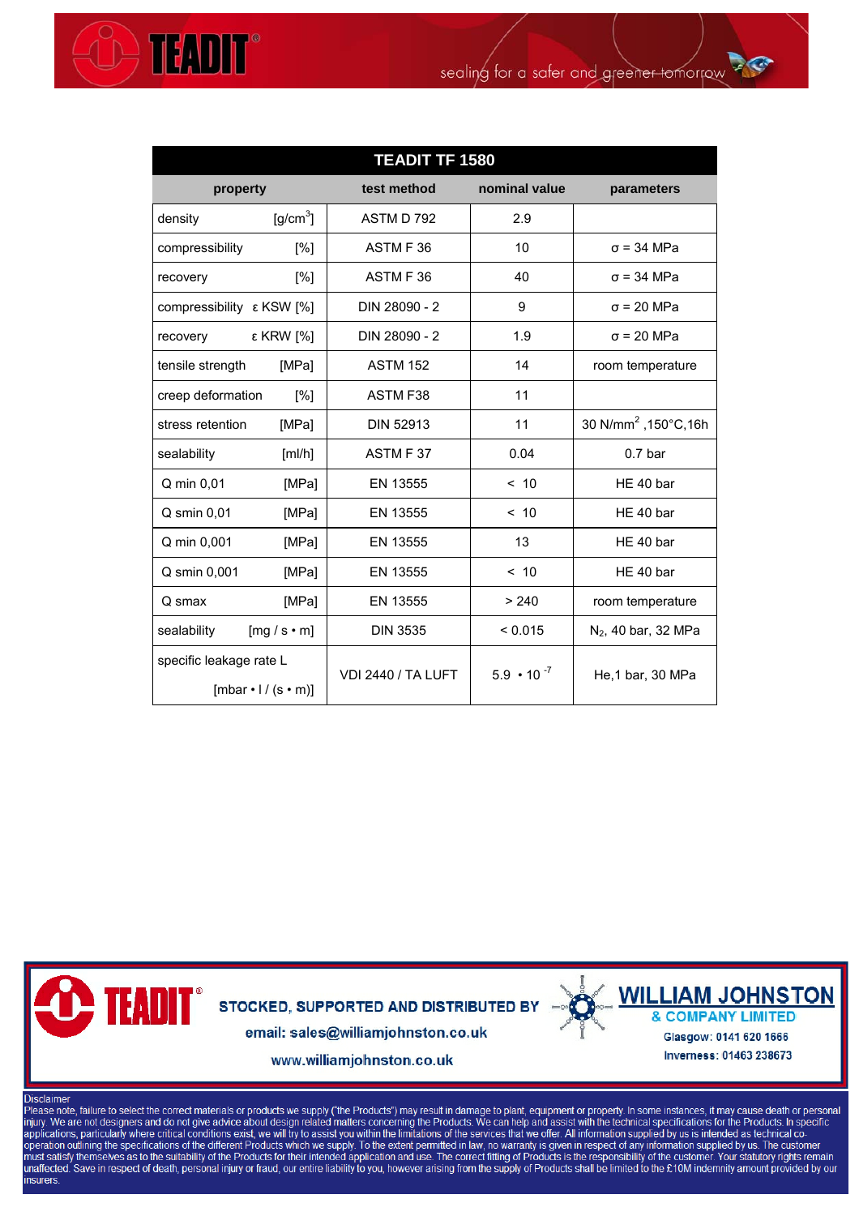## TEADIT TF 1580

| property | test method | nominal value | parameters |
|---|---|---|---|
| density [g/cm$^3$] | ASTM D 792 | 2.9 | |
| compressibility [%] | ASTM F 36 | 10 | σ = 34 MPa |
| recovery [%] | ASTM F 36 | 40 | σ = 34 MPa |
| compressibility ε KSW [%] | DIN 28090 - 2 | 9 | σ = 20 MPa |
| recovery ε KRW [%] | DIN 28090 - 2 | 1.9 | σ = 20 MPa |
| tensile strength [MPa] | ASTM 152 | 14 | room temperature |
| creep deformation [%] | ASTM F38 | 11 | |
| stress retention [MPa] | DIN 52913 | 11 | 30 N/mm$^2$ ,150°C,16h |
| sealability [ml/h] | ASTM F 37 | 0.04 | 0.7 bar |
| Q min 0,01 [MPa] | EN 13555 | < 10 | HE 40 bar |
| Q smin 0,01 [MPa] | EN 13555 | < 10 | HE 40 bar |
| Q min 0,001 [MPa] | EN 13555 | 13 | HE 40 bar |
| Q smin 0,001 [MPa] | EN 13555 | < 10 | HE 40 bar |
| Q smax [MPa] | EN 13555 | > 240 | room temperature |
| sealability [mg / s • m] | DIN 3535 | < 0.015 | $N_2$, 40 bar, 32 MPa |
| specific leakage rate L [mbar • l / (s • m)] | VDI 2440 / TA LUFT | 5.9 • 10$^{-7}$ | He,1 bar, 30 MPa |

STOCKED, SUPPORTED AND DISTRIBUTED BY

email: sales@williamjohnston.co.uk

www.williamjohnston.co.uk

WILLIAM JOHNSTON & COMPANY LIMITED

Glasgow: 0141 620 1666

Inverness: 01463 238673

Disclaimer

Please note, failure to select the correct materials or products we supply ("the Products") may result in damage to plant, equipment or property. In some instances, it may cause death or personal injury. We are not designers and do not give advice about design related matters concerning the Products. We can help and assist with the technical specifications for the Products. In specific applications, particularly where critical conditions exist, we will try to assist you within the limitations of the services that we offer. All information supplied by us is intended as technical co-operation outlining the specifications of the different Products which we supply. To the extent permitted in law, no warranty is given in respect of any information supplied by us. The customer must satisfy themselves as to the suitability of the Products for their intended application and use. The correct fitting of Products is the responsibility of the customer. Your statutory rights remain unaffected. Save in respect of death, personal injury or fraud, our entire liability to you, however arising from the supply of Products shall be limited to the £10M indemnity amount provided by our insurers.